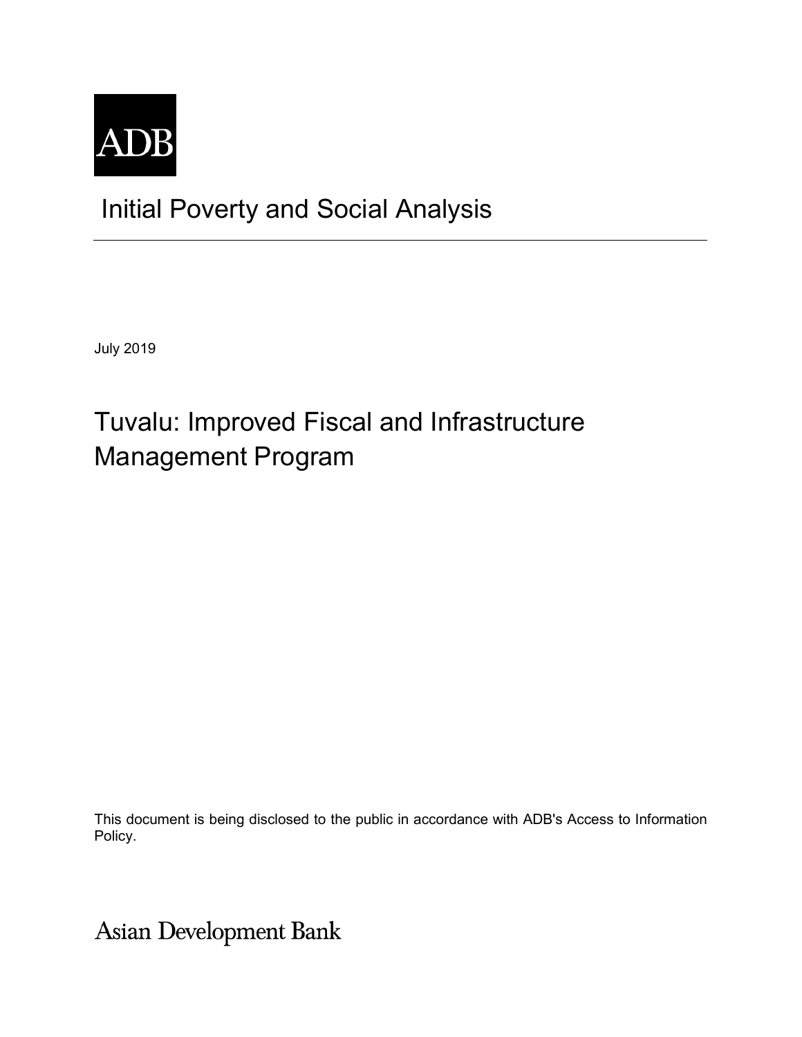ADB

# Initial Poverty and Social Analysis

July 2019

## Tuvalu: Improved Fiscal and Infrastructure Management Program

This document is being disclosed to the public in accordance with ADB's Access to Information Policy.

Asian Development Bank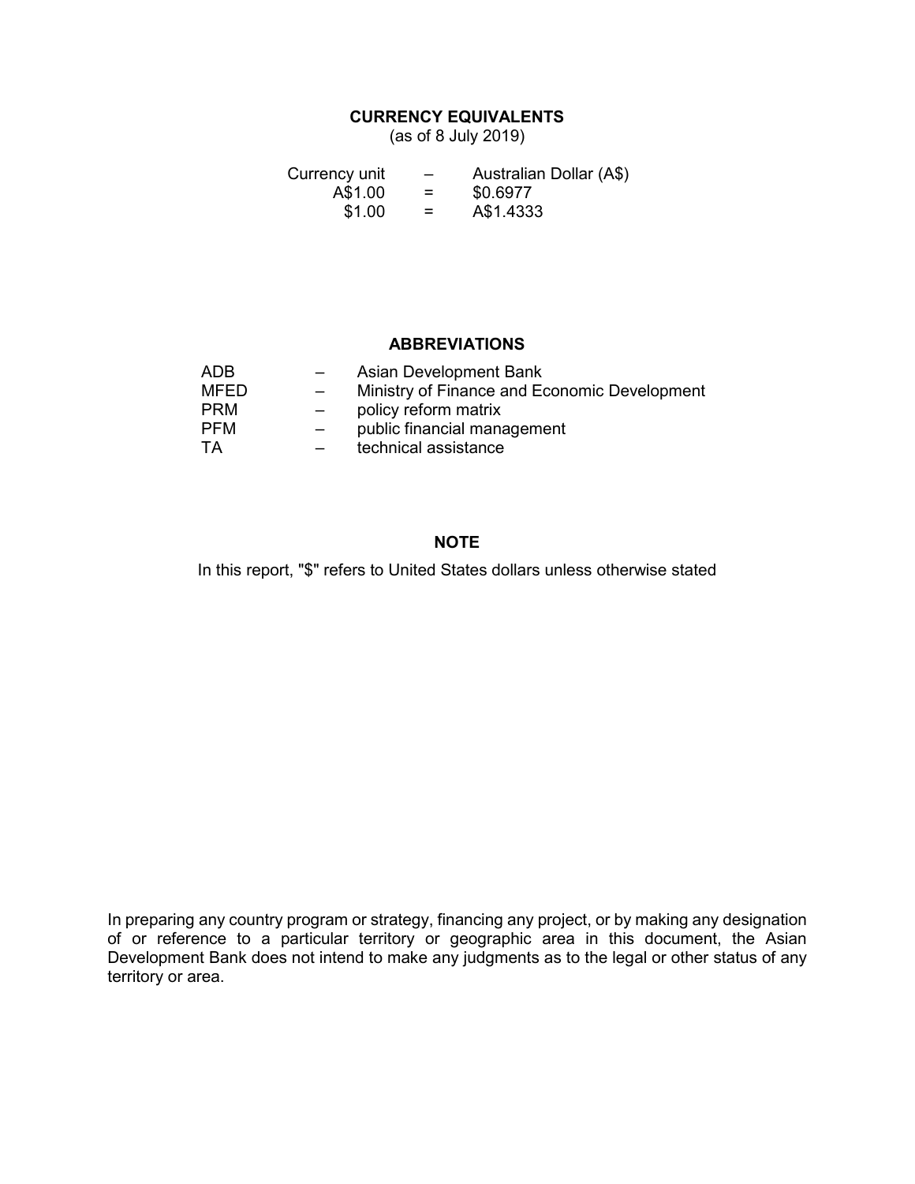## CURRENCY EQUIVALENTS

(as of 8 July 2019)

| | | |
|---|---|---|
| Currency unit | – | Australian Dollar (A$) |
| A$1.00 | = | $0.6977 |
| $1.00 | = | A$1.4333 |

## ABBREVIATIONS

| | | |
|---|---|---|
| ADB | – | Asian Development Bank |
| MFED | – | Ministry of Finance and Economic Development |
| PRM | – | policy reform matrix |
| PFM | – | public financial management |
| TA | – | technical assistance |

## NOTE

In this report, "$" refers to United States dollars unless otherwise stated

In preparing any country program or strategy, financing any project, or by making any designation of or reference to a particular territory or geographic area in this document, the Asian Development Bank does not intend to make any judgments as to the legal or other status of any territory or area.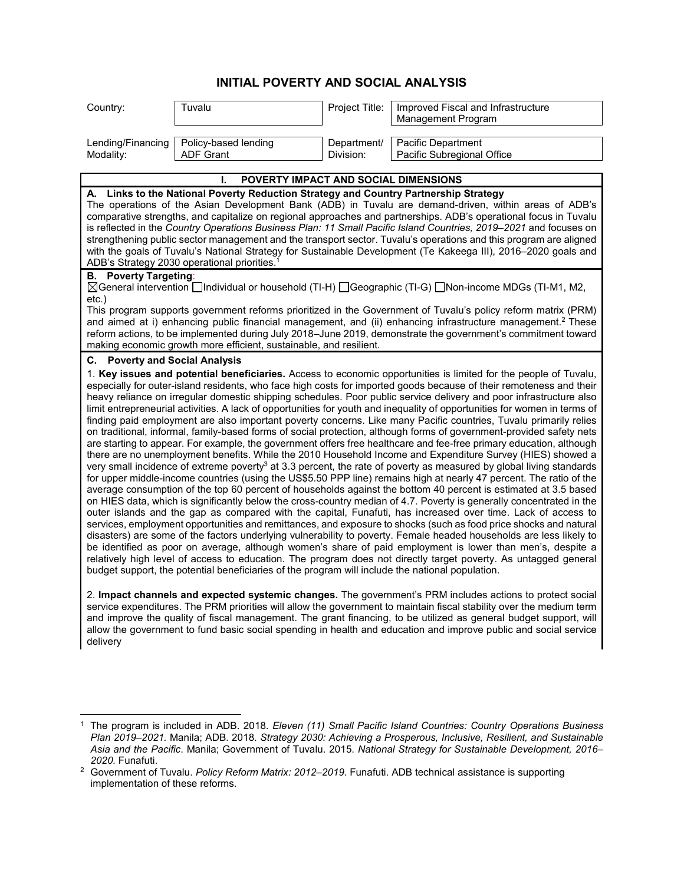# INITIAL POVERTY AND SOCIAL ANALYSIS

| Country: | Tuvalu | Project Title: | Improved Fiscal and Infrastructure Management Program |
|---|---|---|---|
| Lending/Financing Modality: | Policy-based lending ADF Grant | Department/ Division: | Pacific Department Pacific Subregional Office |

## I. POVERTY IMPACT AND SOCIAL DIMENSIONS

### A. Links to the National Poverty Reduction Strategy and Country Partnership Strategy

The operations of the Asian Development Bank (ADB) in Tuvalu are demand-driven, within areas of ADB's comparative strengths, and capitalize on regional approaches and partnerships. ADB's operational focus in Tuvalu is reflected in the *Country Operations Business Plan: 11 Small Pacific Island Countries, 2019–2021* and focuses on strengthening public sector management and the transport sector. Tuvalu's operations and this program are aligned with the goals of Tuvalu's National Strategy for Sustainable Development (Te Kakeega III), 2016–2020 goals and ADB's Strategy 2030 operational priorities.[1]

### B. Poverty Targeting:

☒General intervention ☐Individual or household (TI-H) ☐Geographic (TI-G) ☐Non-income MDGs (TI-M1, M2, etc.)

This program supports government reforms prioritized in the Government of Tuvalu's policy reform matrix (PRM) and aimed at i) enhancing public financial management, and (ii) enhancing infrastructure management.[2] These reform actions, to be implemented during July 2018–June 2019, demonstrate the government's commitment toward making economic growth more efficient, sustainable, and resilient.

### C. Poverty and Social Analysis

1. **Key issues and potential beneficiaries.** Access to economic opportunities is limited for the people of Tuvalu, especially for outer-island residents, who face high costs for imported goods because of their remoteness and their heavy reliance on irregular domestic shipping schedules. Poor public service delivery and poor infrastructure also limit entrepreneurial activities. A lack of opportunities for youth and inequality of opportunities for women in terms of finding paid employment are also important poverty concerns. Like many Pacific countries, Tuvalu primarily relies on traditional, informal, family-based forms of social protection, although forms of government-provided safety nets are starting to appear. For example, the government offers free healthcare and fee-free primary education, although there are no unemployment benefits. While the 2010 Household Income and Expenditure Survey (HIES) showed a very small incidence of extreme poverty[3] at 3.3 percent, the rate of poverty as measured by global living standards for upper middle-income countries (using the US$5.50 PPP line) remains high at nearly 47 percent. The ratio of the average consumption of the top 60 percent of households against the bottom 40 percent is estimated at 3.5 based on HIES data, which is significantly below the cross-country median of 4.7. Poverty is generally concentrated in the outer islands and the gap as compared with the capital, Funafuti, has increased over time. Lack of access to services, employment opportunities and remittances, and exposure to shocks (such as food price shocks and natural disasters) are some of the factors underlying vulnerability to poverty. Female headed households are less likely to be identified as poor on average, although women's share of paid employment is lower than men's, despite a relatively high level of access to education. The program does not directly target poverty. As untagged general budget support, the potential beneficiaries of the program will include the national population.

2. **Impact channels and expected systemic changes.** The government's PRM includes actions to protect social service expenditures. The PRM priorities will allow the government to maintain fiscal stability over the medium term and improve the quality of fiscal management. The grant financing, to be utilized as general budget support, will allow the government to fund basic social spending in health and education and improve public and social service delivery

---

[1] The program is included in ADB. 2018. *Eleven (11) Small Pacific Island Countries: Country Operations Business Plan 2019–2021.* Manila; ADB. 2018. *Strategy 2030: Achieving a Prosperous, Inclusive, Resilient, and Sustainable Asia and the Pacific*. Manila; Government of Tuvalu. 2015. *National Strategy for Sustainable Development, 2016–2020.* Funafuti.

[2] Government of Tuvalu. *Policy Reform Matrix: 2012–2019*. Funafuti. ADB technical assistance is supporting implementation of these reforms.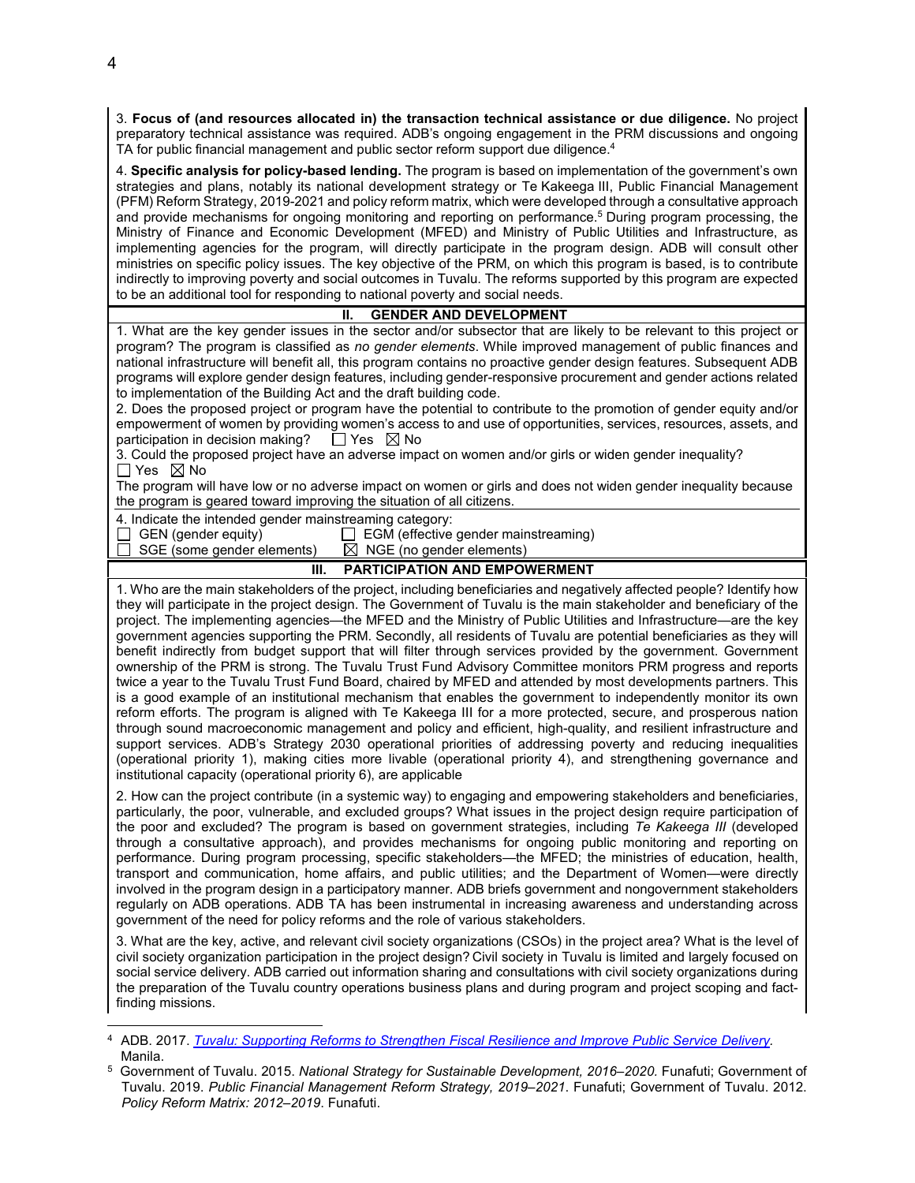3. **Focus of (and resources allocated in) the transaction technical assistance or due diligence.** No project preparatory technical assistance was required. ADB's ongoing engagement in the PRM discussions and ongoing TA for public financial management and public sector reform support due diligence.[4]

4. **Specific analysis for policy-based lending.** The program is based on implementation of the government's own strategies and plans, notably its national development strategy or Te Kakeega III, Public Financial Management (PFM) Reform Strategy, 2019-2021 and policy reform matrix, which were developed through a consultative approach and provide mechanisms for ongoing monitoring and reporting on performance.[5] During program processing, the Ministry of Finance and Economic Development (MFED) and Ministry of Public Utilities and Infrastructure, as implementing agencies for the program, will directly participate in the program design. ADB will consult other ministries on specific policy issues. The key objective of the PRM, on which this program is based, is to contribute indirectly to improving poverty and social outcomes in Tuvalu. The reforms supported by this program are expected to be an additional tool for responding to national poverty and social needs.

## II. GENDER AND DEVELOPMENT

1. What are the key gender issues in the sector and/or subsector that are likely to be relevant to this project or program? The program is classified as *no gender elements*. While improved management of public finances and national infrastructure will benefit all, this program contains no proactive gender design features. Subsequent ADB programs will explore gender design features, including gender-responsive procurement and gender actions related to implementation of the Building Act and the draft building code.

2. Does the proposed project or program have the potential to contribute to the promotion of gender equity and/or empowerment of women by providing women's access to and use of opportunities, services, resources, assets, and participation in decision making? ☐ Yes ☒ No

3. Could the proposed project have an adverse impact on women and/or girls or widen gender inequality?
☐ Yes ☒ No
The program will have low or no adverse impact on women or girls and does not widen gender inequality because the program is geared toward improving the situation of all citizens.

4. Indicate the intended gender mainstreaming category:
☐ GEN (gender equity) ☐ EGM (effective gender mainstreaming)
☐ SGE (some gender elements) ☒ NGE (no gender elements)

## III. PARTICIPATION AND EMPOWERMENT

1. Who are the main stakeholders of the project, including beneficiaries and negatively affected people? Identify how they will participate in the project design. The Government of Tuvalu is the main stakeholder and beneficiary of the project. The implementing agencies—the MFED and the Ministry of Public Utilities and Infrastructure—are the key government agencies supporting the PRM. Secondly, all residents of Tuvalu are potential beneficiaries as they will benefit indirectly from budget support that will filter through services provided by the government. Government ownership of the PRM is strong. The Tuvalu Trust Fund Advisory Committee monitors PRM progress and reports twice a year to the Tuvalu Trust Fund Board, chaired by MFED and attended by most developments partners. This is a good example of an institutional mechanism that enables the government to independently monitor its own reform efforts. The program is aligned with Te Kakeega III for a more protected, secure, and prosperous nation through sound macroeconomic management and policy and efficient, high-quality, and resilient infrastructure and support services. ADB's Strategy 2030 operational priorities of addressing poverty and reducing inequalities (operational priority 1), making cities more livable (operational priority 4), and strengthening governance and institutional capacity (operational priority 6), are applicable

2. How can the project contribute (in a systemic way) to engaging and empowering stakeholders and beneficiaries, particularly, the poor, vulnerable, and excluded groups? What issues in the project design require participation of the poor and excluded? The program is based on government strategies, including *Te Kakeega III* (developed through a consultative approach), and provides mechanisms for ongoing public monitoring and reporting on performance. During program processing, specific stakeholders—the MFED; the ministries of education, health, transport and communication, home affairs, and public utilities; and the Department of Women—were directly involved in the program design in a participatory manner. ADB briefs government and nongovernment stakeholders regularly on ADB operations. ADB TA has been instrumental in increasing awareness and understanding across government of the need for policy reforms and the role of various stakeholders.

3. What are the key, active, and relevant civil society organizations (CSOs) in the project area? What is the level of civil society organization participation in the project design? Civil society in Tuvalu is limited and largely focused on social service delivery. ADB carried out information sharing and consultations with civil society organizations during the preparation of the Tuvalu country operations business plans and during program and project scoping and fact-finding missions.

---

[4] ADB. 2017. *Tuvalu: Supporting Reforms to Strengthen Fiscal Resilience and Improve Public Service Delivery*. Manila.

[5] Government of Tuvalu. 2015. *National Strategy for Sustainable Development, 2016–2020.* Funafuti; Government of Tuvalu. 2019. *Public Financial Management Reform Strategy, 2019–2021*. Funafuti; Government of Tuvalu. 2012. *Policy Reform Matrix: 2012–2019*. Funafuti.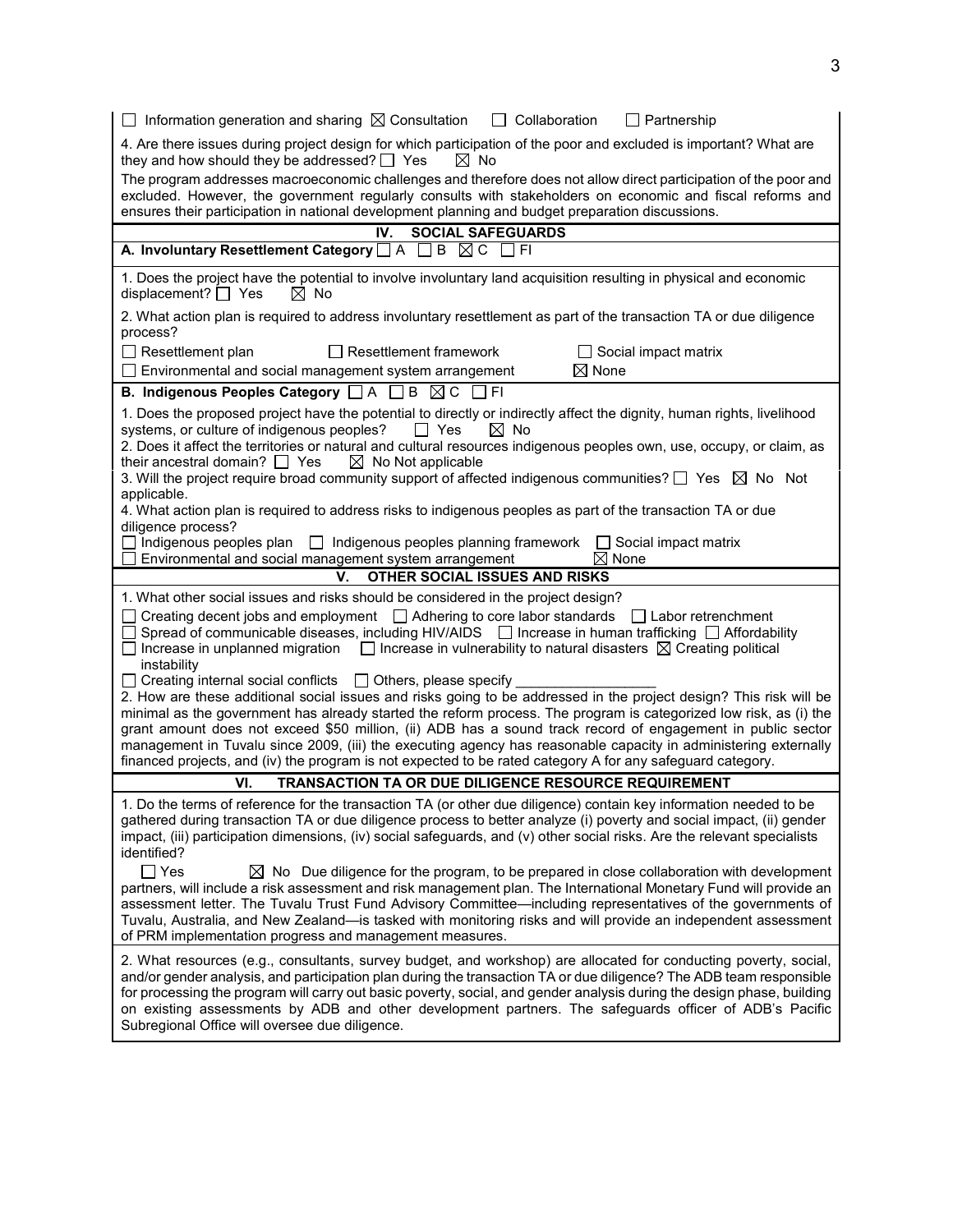☐ Information generation and sharing ☒ Consultation ☐ Collaboration ☐ Partnership

4. Are there issues during project design for which participation of the poor and excluded is important? What are they and how should they be addressed? ☐ Yes ☒ No

The program addresses macroeconomic challenges and therefore does not allow direct participation of the poor and excluded. However, the government regularly consults with stakeholders on economic and fiscal reforms and ensures their participation in national development planning and budget preparation discussions.

## IV. SOCIAL SAFEGUARDS

**A. Involuntary Resettlement Category** ☐ A ☐ B ☒ C ☐ FI

1. Does the project have the potential to involve involuntary land acquisition resulting in physical and economic displacement? ☐ Yes ☒ No

2. What action plan is required to address involuntary resettlement as part of the transaction TA or due diligence process?

☐ Resettlement plan ☐ Resettlement framework ☐ Social impact matrix
☐ Environmental and social management system arrangement ☒ None

**B. Indigenous Peoples Category** ☐ A ☐ B ☒ C ☐ FI

1. Does the proposed project have the potential to directly or indirectly affect the dignity, human rights, livelihood systems, or culture of indigenous peoples? ☐ Yes ☒ No

2. Does it affect the territories or natural and cultural resources indigenous peoples own, use, occupy, or claim, as their ancestral domain? ☐ Yes ☒ No Not applicable

3. Will the project require broad community support of affected indigenous communities? ☐ Yes ☒ No Not applicable.

4. What action plan is required to address risks to indigenous peoples as part of the transaction TA or due diligence process?

☐ Indigenous peoples plan ☐ Indigenous peoples planning framework ☐ Social impact matrix
☐ Environmental and social management system arrangement ☒ None

## V. OTHER SOCIAL ISSUES AND RISKS

1. What other social issues and risks should be considered in the project design?

☐ Creating decent jobs and employment ☐ Adhering to core labor standards ☐ Labor retrenchment
☐ Spread of communicable diseases, including HIV/AIDS ☐ Increase in human trafficking ☐ Affordability
☐ Increase in unplanned migration ☐ Increase in vulnerability to natural disasters ☒ Creating political instability
☐ Creating internal social conflicts ☐ Others, please specify \_\_\_\_\_\_\_\_\_\_\_\_\_\_\_\_\_\_

2. How are these additional social issues and risks going to be addressed in the project design? This risk will be minimal as the government has already started the reform process. The program is categorized low risk, as (i) the grant amount does not exceed $50 million, (ii) ADB has a sound track record of engagement in public sector management in Tuvalu since 2009, (iii) the executing agency has reasonable capacity in administering externally financed projects, and (iv) the program is not expected to be rated category A for any safeguard category.

## VI. TRANSACTION TA OR DUE DILIGENCE RESOURCE REQUIREMENT

1. Do the terms of reference for the transaction TA (or other due diligence) contain key information needed to be gathered during transaction TA or due diligence process to better analyze (i) poverty and social impact, (ii) gender impact, (iii) participation dimensions, (iv) social safeguards, and (v) other social risks. Are the relevant specialists identified?

☐ Yes ☒ No Due diligence for the program, to be prepared in close collaboration with development partners, will include a risk assessment and risk management plan. The International Monetary Fund will provide an assessment letter. The Tuvalu Trust Fund Advisory Committee—including representatives of the governments of Tuvalu, Australia, and New Zealand—is tasked with monitoring risks and will provide an independent assessment of PRM implementation progress and management measures.

2. What resources (e.g., consultants, survey budget, and workshop) are allocated for conducting poverty, social, and/or gender analysis, and participation plan during the transaction TA or due diligence? The ADB team responsible for processing the program will carry out basic poverty, social, and gender analysis during the design phase, building on existing assessments by ADB and other development partners. The safeguards officer of ADB's Pacific Subregional Office will oversee due diligence.